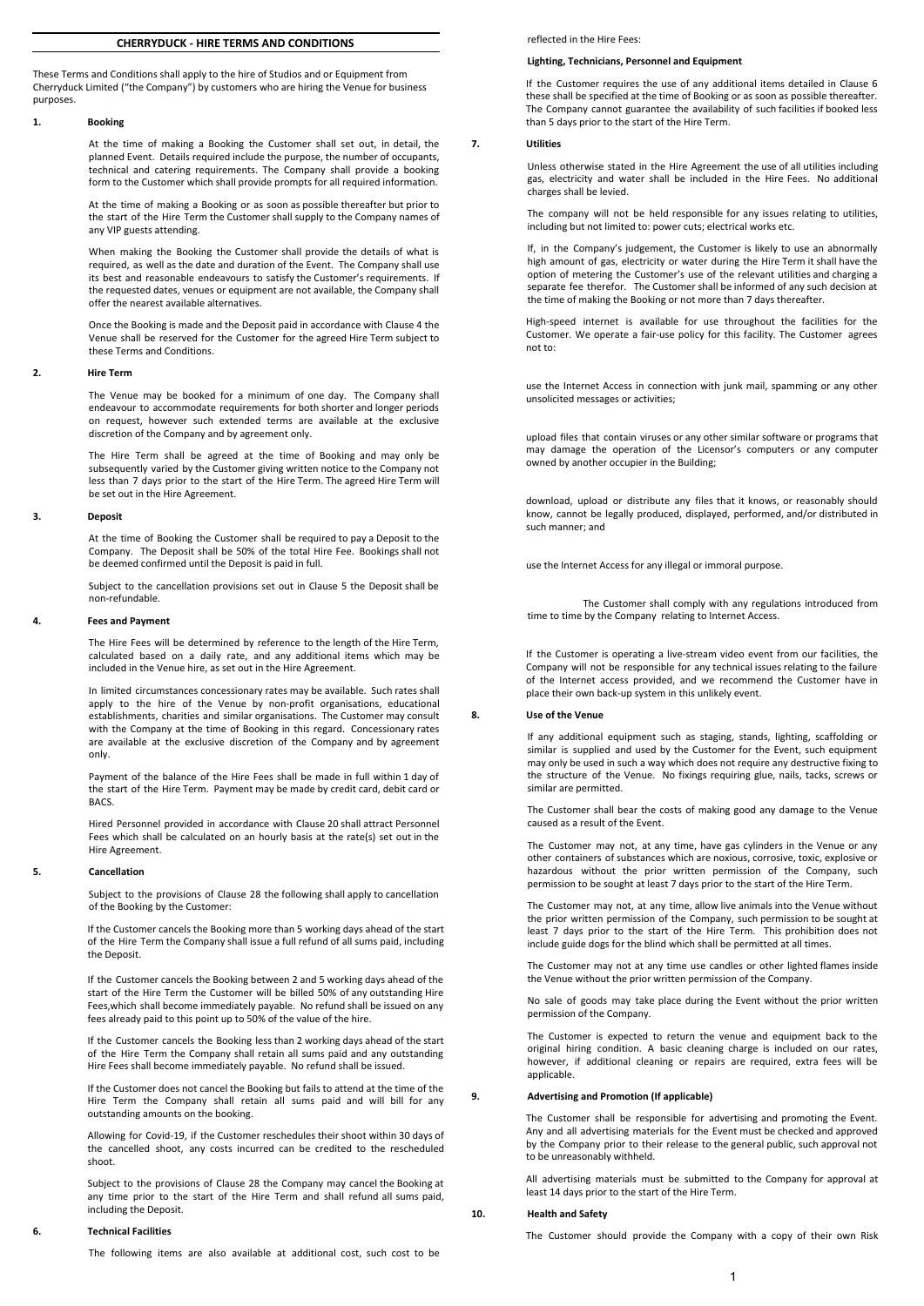# CHERRYDUCK - HIRE TERMS AND CONDITIONS

These Terms and Conditions shall apply to the hire of Studios and or Equipment from Cherryduck Limited ("the Company") by customers who are hiring the Venue for business purposes.

## 1. Booking

At the time of making a Booking the Customer shall set out, in detail, the planned Event. Details required include the purpose, the number of occupants, technical and catering requirements. The Company shall provide a booking form to the Customer which shall provide prompts for all required information.

At the time of making a Booking or as soon as possible thereafter but prior to the start of the Hire Term the Customer shall supply to the Company names of any VIP guests attending.

When making the Booking the Customer shall provide the details of what is required, as well as the date and duration of the Event. The Company shall use its best and reasonable endeavours to satisfy the Customer's requirements. If the requested dates, venues or equipment are not available, the Company shall offer the nearest available alternatives.

Once the Booking is made and the Deposit paid in accordance with Clause 4 the Venue shall be reserved for the Customer for the agreed Hire Term subject to these Terms and Conditions.

## 2. Hire Term

The Venue may be booked for a minimum of one day. The Company shall endeavour to accommodate requirements for both shorter and longer periods on request, however such extended terms are available at the exclusive discretion of the Company and by agreement only.

The Hire Term shall be agreed at the time of Booking and may only be subsequently varied by the Customer giving written notice to the Company not less than 7 days prior to the start of the Hire Term. The agreed Hire Term will be set out in the Hire Agreement.

## 3. Deposit

At the time of Booking the Customer shall be required to pay a Deposit to the Company. The Deposit shall be 50% of the total Hire Fee. Bookings shall not be deemed confirmed until the Deposit is paid in full.

Subject to the cancellation provisions set out in Clause 5 the Deposit shall be non-refundable.

## 4. Fees and Payment

The Hire Fees will be determined by reference to the length of the Hire Term, calculated based on a daily rate, and any additional items which may be included in the Venue hire, as set out in the Hire Agreement.

In limited circumstances concessionary rates may be available. Such rates shall apply to the hire of the Venue by non-profit organisations, educational establishments, charities and similar organisations. The Customer may consult with the Company at the time of Booking in this regard. Concessionary rates are available at the exclusive discretion of the Company and by agreement only.

Payment of the balance of the Hire Fees shall be made in full within 1 day of the start of the Hire Term. Payment may be made by credit card, debit card or BACS.

Hired Personnel provided in accordance with Clause 20 shall attract Personnel Fees which shall be calculated on an hourly basis at the rate(s) set out in the Hire Agreement.

## 5. Cancellation

Subject to the provisions of Clause 28 the following shall apply to cancellation of the Booking by the Customer:

If the Customer cancels the Booking more than 5 working days ahead of the start of the Hire Term the Company shall issue a full refund of all sums paid, including the Deposit.

If the Customer cancels the Booking between 2 and 5 working days ahead of the start of the Hire Term the Customer will be billed 50% of any outstanding Hire Fees,which shall become immediately payable. No refund shall be issued on any fees already paid to this point up to 50% of the value of the hire.

If the Customer cancels the Booking less than 2 working days ahead of the start of the Hire Term the Company shall retain all sums paid and any outstanding Hire Fees shall become immediately payable. No refund shall be issued.

If the Customer does not cancel the Booking but fails to attend at the time of the Hire Term the Company shall retain all sums paid and will bill for any outstanding amounts on the booking.

Allowing for Covid-19, if the Customer reschedules their shoot within 30 days of the cancelled shoot, any costs incurred can be credited to the rescheduled shoot.

Subject to the provisions of Clause 28 the Company may cancel the Booking at any time prior to the start of the Hire Term and shall refund all sums paid, including the Deposit.

## 6. Technical Facilities

The following items are also available at additional cost, such cost to be reflected in the Hire Fees:

**Lighting, Technicians, Personnel and Equipment**

If the Customer requires the use of any additional items detailed in Clause 6 these shall be specified at the time of Booking or as soon as possible thereafter. The Company cannot guarantee the availability of such facilities if booked less than 5 days prior to the start of the Hire Term.

## 7. Utilities

Unless otherwise stated in the Hire Agreement the use of all utilities including gas, electricity and water shall be included in the Hire Fees. No additional charges shall be levied.

The company will not be held responsible for any issues relating to utilities, including but not limited to: power cuts; electrical works etc.

If, in the Company's judgement, the Customer is likely to use an abnormally high amount of gas, electricity or water during the Hire Term it shall have the option of metering the Customer's use of the relevant utilities and charging a separate fee therefor. The Customer shall be informed of any such decision at the time of making the Booking or not more than 7 days thereafter.

High-speed internet is available for use throughout the facilities for the Customer. We operate a fair-use policy for this facility. The Customer agrees not to:

use the Internet Access in connection with junk mail, spamming or any other unsolicited messages or activities;

upload files that contain viruses or any other similar software or programs that may damage the operation of the Licensor's computers or any computer owned by another occupier in the Building;

download, upload or distribute any files that it knows, or reasonably should know, cannot be legally produced, displayed, performed, and/or distributed in such manner; and

use the Internet Access for any illegal or immoral purpose.

The Customer shall comply with any regulations introduced from time to time by the Company relating to Internet Access.

If the Customer is operating a live-stream video event from our facilities, the Company will not be responsible for any technical issues relating to the failure of the Internet access provided, and we recommend the Customer have in place their own back-up system in this unlikely event.

## 8. Use of the Venue

If any additional equipment such as staging, stands, lighting, scaffolding or similar is supplied and used by the Customer for the Event, such equipment may only be used in such a way which does not require any destructive fixing to the structure of the Venue. No fixings requiring glue, nails, tacks, screws or similar are permitted.

The Customer shall bear the costs of making good any damage to the Venue caused as a result of the Event.

The Customer may not, at any time, have gas cylinders in the Venue or any other containers of substances which are noxious, corrosive, toxic, explosive or hazardous without the prior written permission of the Company, such permission to be sought at least 7 days prior to the start of the Hire Term.

The Customer may not, at any time, allow live animals into the Venue without the prior written permission of the Company, such permission to be sought at least 7 days prior to the start of the Hire Term. This prohibition does not include guide dogs for the blind which shall be permitted at all times.

The Customer may not at any time use candles or other lighted flames inside the Venue without the prior written permission of the Company.

No sale of goods may take place during the Event without the prior written permission of the Company.

The Customer is expected to return the venue and equipment back to the original hiring condition. A basic cleaning charge is included on our rates, however, if additional cleaning or repairs are required, extra fees will be applicable.

## 9. Advertising and Promotion (If applicable)

The Customer shall be responsible for advertising and promoting the Event. Any and all advertising materials for the Event must be checked and approved by the Company prior to their release to the general public, such approval not to be unreasonably withheld.

All advertising materials must be submitted to the Company for approval at least 14 days prior to the start of the Hire Term.

## 10. Health and Safety

The Customer should provide the Company with a copy of their own Risk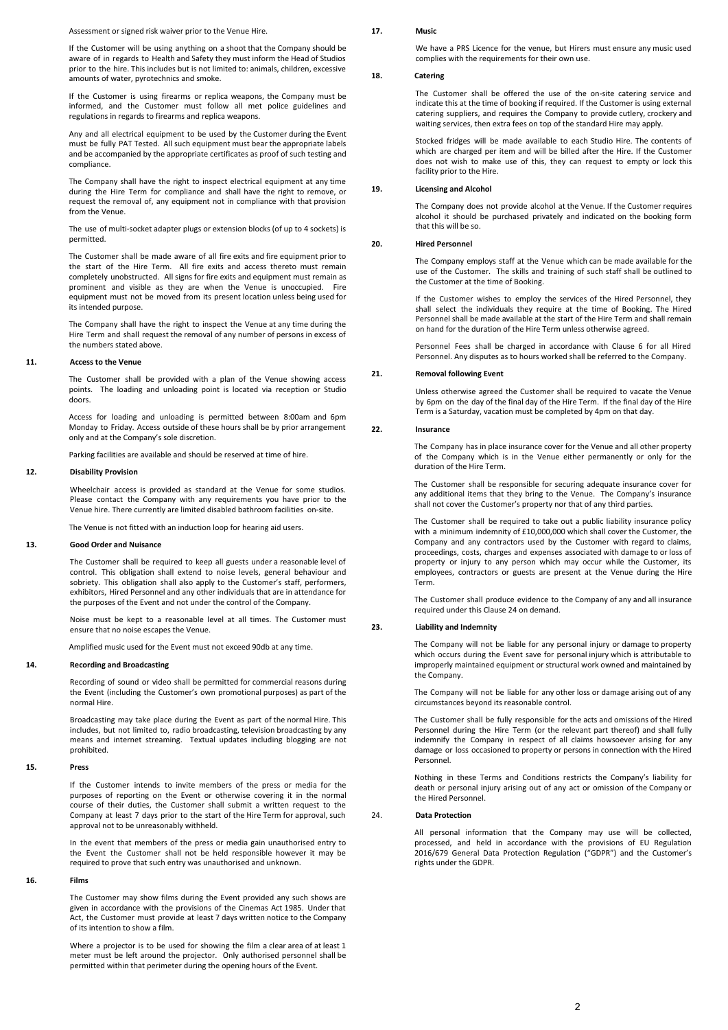Assessment or signed risk waiver prior to the Venue Hire.

If the Customer will be using anything on a shoot that the Company should be aware of in regards to Health and Safety they must inform the Head of Studios prior to the hire. This includes but is not limited to: animals, children, excessive amounts of water, pyrotechnics and smoke.

If the Customer is using firearms or replica weapons, the Company must be informed, and the Customer must follow all met police guidelines and regulations in regards to firearms and replica weapons.

Any and all electrical equipment to be used by the Customer during the Event must be fully PAT Tested. All such equipment must bear the appropriate labels and be accompanied by the appropriate certificates as proof of such testing and compliance.

The Company shall have the right to inspect electrical equipment at any time during the Hire Term for compliance and shall have the right to remove, or request the removal of, any equipment not in compliance with that provision from the Venue.

The use of multi-socket adapter plugs or extension blocks (of up to 4 sockets) is permitted.

The Customer shall be made aware of all fire exits and fire equipment prior to the start of the Hire Term. All fire exits and access thereto must remain completely unobstructed. All signs for fire exits and equipment must remain as prominent and visible as they are when the Venue is unoccupied. Fire equipment must not be moved from its present location unless being used for its intended purpose.

The Company shall have the right to inspect the Venue at any time during the Hire Term and shall request the removal of any number of persons in excess of the numbers stated above.

## 11. Access to the Venue

The Customer shall be provided with a plan of the Venue showing access points. The loading and unloading point is located via reception or Studio doors.

Access for loading and unloading is permitted between 8:00am and 6pm Monday to Friday. Access outside of these hours shall be by prior arrangement only and at the Company's sole discretion.

Parking facilities are available and should be reserved at time of hire.

## 12. Disability Provision

Wheelchair access is provided as standard at the Venue for some studios. Please contact the Company with any requirements you have prior to the Venue hire. There currently are limited disabled bathroom facilities on-site.

The Venue is not fitted with an induction loop for hearing aid users.

## 13. Good Order and Nuisance

The Customer shall be required to keep all guests under a reasonable level of control. This obligation shall extend to noise levels, general behaviour and sobriety. This obligation shall also apply to the Customer's staff, performers, exhibitors, Hired Personnel and any other individuals that are in attendance for the purposes of the Event and not under the control of the Company.

Noise must be kept to a reasonable level at all times. The Customer must ensure that no noise escapes the Venue.

Amplified music used for the Event must not exceed 90db at any time.

## 14. Recording and Broadcasting

Recording of sound or video shall be permitted for commercial reasons during the Event (including the Customer's own promotional purposes) as part of the normal Hire.

Broadcasting may take place during the Event as part of the normal Hire. This includes, but not limited to, radio broadcasting, television broadcasting by any means and internet streaming. Textual updates including blogging are not prohibited.

## 15. Press

If the Customer intends to invite members of the press or media for the purposes of reporting on the Event or otherwise covering it in the normal course of their duties, the Customer shall submit a written request to the Company at least 7 days prior to the start of the Hire Term for approval, such approval not to be unreasonably withheld.

In the event that members of the press or media gain unauthorised entry to the Event the Customer shall not be held responsible however it may be required to prove that such entry was unauthorised and unknown.

## 16. Films

The Customer may show films during the Event provided any such shows are given in accordance with the provisions of the Cinemas Act 1985. Under that Act, the Customer must provide at least 7 days written notice to the Company of its intention to show a film.

Where a projector is to be used for showing the film a clear area of at least 1 meter must be left around the projector. Only authorised personnel shall be permitted within that perimeter during the opening hours of the Event.

## 17. Music

We have a PRS Licence for the venue, but Hirers must ensure any music used complies with the requirements for their own use.

## 18. Catering

The Customer shall be offered the use of the on-site catering service and indicate this at the time of booking if required. If the Customer is using external catering suppliers, and requires the Company to provide cutlery, crockery and waiting services, then extra fees on top of the standard Hire may apply.

Stocked fridges will be made available to each Studio Hire. The contents of which are charged per item and will be billed after the Hire. If the Customer does not wish to make use of this, they can request to empty or lock this facility prior to the Hire.

## 19. Licensing and Alcohol

The Company does not provide alcohol at the Venue. If the Customer requires alcohol it should be purchased privately and indicated on the booking form that this will be so.

## 20. Hired Personnel

The Company employs staff at the Venue which can be made available for the use of the Customer. The skills and training of such staff shall be outlined to the Customer at the time of Booking.

If the Customer wishes to employ the services of the Hired Personnel, they shall select the individuals they require at the time of Booking. The Hired Personnel shall be made available at the start of the Hire Term and shall remain on hand for the duration of the Hire Term unless otherwise agreed.

Personnel Fees shall be charged in accordance with Clause 6 for all Hired Personnel. Any disputes as to hours worked shall be referred to the Company.

## 21. Removal following Event

Unless otherwise agreed the Customer shall be required to vacate the Venue by 6pm on the day of the final day of the Hire Term. If the final day of the Hire Term is a Saturday, vacation must be completed by 4pm on that day.

## 22. Insurance

The Company has in place insurance cover for the Venue and all other property of the Company which is in the Venue either permanently or only for the duration of the Hire Term.

The Customer shall be responsible for securing adequate insurance cover for any additional items that they bring to the Venue. The Company's insurance shall not cover the Customer's property nor that of any third parties.

The Customer shall be required to take out a public liability insurance policy with a minimum indemnity of £10,000,000 which shall cover the Customer, the Company and any contractors used by the Customer with regard to claims, proceedings, costs, charges and expenses associated with damage to or loss of property or injury to any person which may occur while the Customer, its employees, contractors or guests are present at the Venue during the Hire Term.

The Customer shall produce evidence to the Company of any and all insurance required under this Clause 24 on demand.

## 23. Liability and Indemnity

The Company will not be liable for any personal injury or damage to property which occurs during the Event save for personal injury which is attributable to improperly maintained equipment or structural work owned and maintained by the Company.

The Company will not be liable for any other loss or damage arising out of any circumstances beyond its reasonable control.

The Customer shall be fully responsible for the acts and omissions of the Hired Personnel during the Hire Term (or the relevant part thereof) and shall fully indemnify the Company in respect of all claims howsoever arising for any damage or loss occasioned to property or persons in connection with the Hired Personnel.

Nothing in these Terms and Conditions restricts the Company's liability for death or personal injury arising out of any act or omission of the Company or the Hired Personnel.

## 24. Data Protection

All personal information that the Company may use will be collected, processed, and held in accordance with the provisions of EU Regulation 2016/679 General Data Protection Regulation ("GDPR") and the Customer's rights under the GDPR.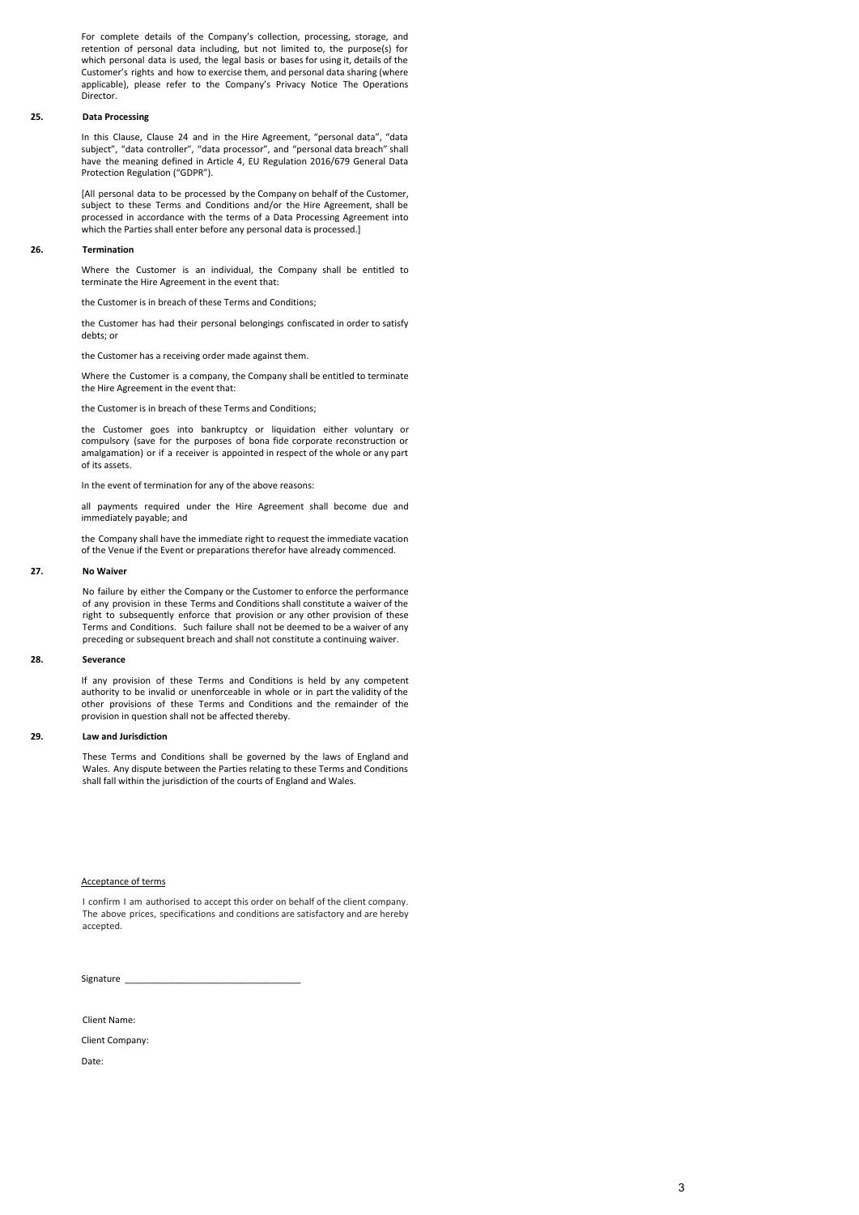For complete details of the Company's collection, processing, storage, and retention of personal data including, but not limited to, the purpose(s) for which personal data is used, the legal basis or bases for using it, details of the Customer's rights and how to exercise them, and personal data sharing (where applicable), please refer to the Company's Privacy Notice The Operations Director.

**25. Data Processing**

In this Clause, Clause 24 and in the Hire Agreement, "personal data", "data subject", "data controller", "data processor", and "personal data breach" shall have the meaning defined in Article 4, EU Regulation 2016/679 General Data Protection Regulation ("GDPR").

[All personal data to be processed by the Company on behalf of the Customer, subject to these Terms and Conditions and/or the Hire Agreement, shall be processed in accordance with the terms of a Data Processing Agreement into which the Parties shall enter before any personal data is processed.]

**26. Termination**

Where the Customer is an individual, the Company shall be entitled to terminate the Hire Agreement in the event that:

the Customer is in breach of these Terms and Conditions;

the Customer has had their personal belongings confiscated in order to satisfy debts; or

the Customer has a receiving order made against them.

Where the Customer is a company, the Company shall be entitled to terminate the Hire Agreement in the event that:

the Customer is in breach of these Terms and Conditions;

the Customer goes into bankruptcy or liquidation either voluntary or compulsory (save for the purposes of bona fide corporate reconstruction or amalgamation) or if a receiver is appointed in respect of the whole or any part of its assets.

In the event of termination for any of the above reasons:

all payments required under the Hire Agreement shall become due and immediately payable; and

the Company shall have the immediate right to request the immediate vacation of the Venue if the Event or preparations therefor have already commenced.

**27. No Waiver**

No failure by either the Company or the Customer to enforce the performance of any provision in these Terms and Conditions shall constitute a waiver of the right to subsequently enforce that provision or any other provision of these Terms and Conditions. Such failure shall not be deemed to be a waiver of any preceding or subsequent breach and shall not constitute a continuing waiver.

**28. Severance**

If any provision of these Terms and Conditions is held by any competent authority to be invalid or unenforceable in whole or in part the validity of the other provisions of these Terms and Conditions and the remainder of the provision in question shall not be affected thereby.

**29. Law and Jurisdiction**

These Terms and Conditions shall be governed by the laws of England and Wales. Any dispute between the Parties relating to these Terms and Conditions shall fall within the jurisdiction of the courts of England and Wales.

Acceptance of terms

I confirm I am authorised to accept this order on behalf of the client company. The above prices, specifications and conditions are satisfactory and are hereby accepted.

Signature ___________________________________

Client Name:

Client Company:

Date: